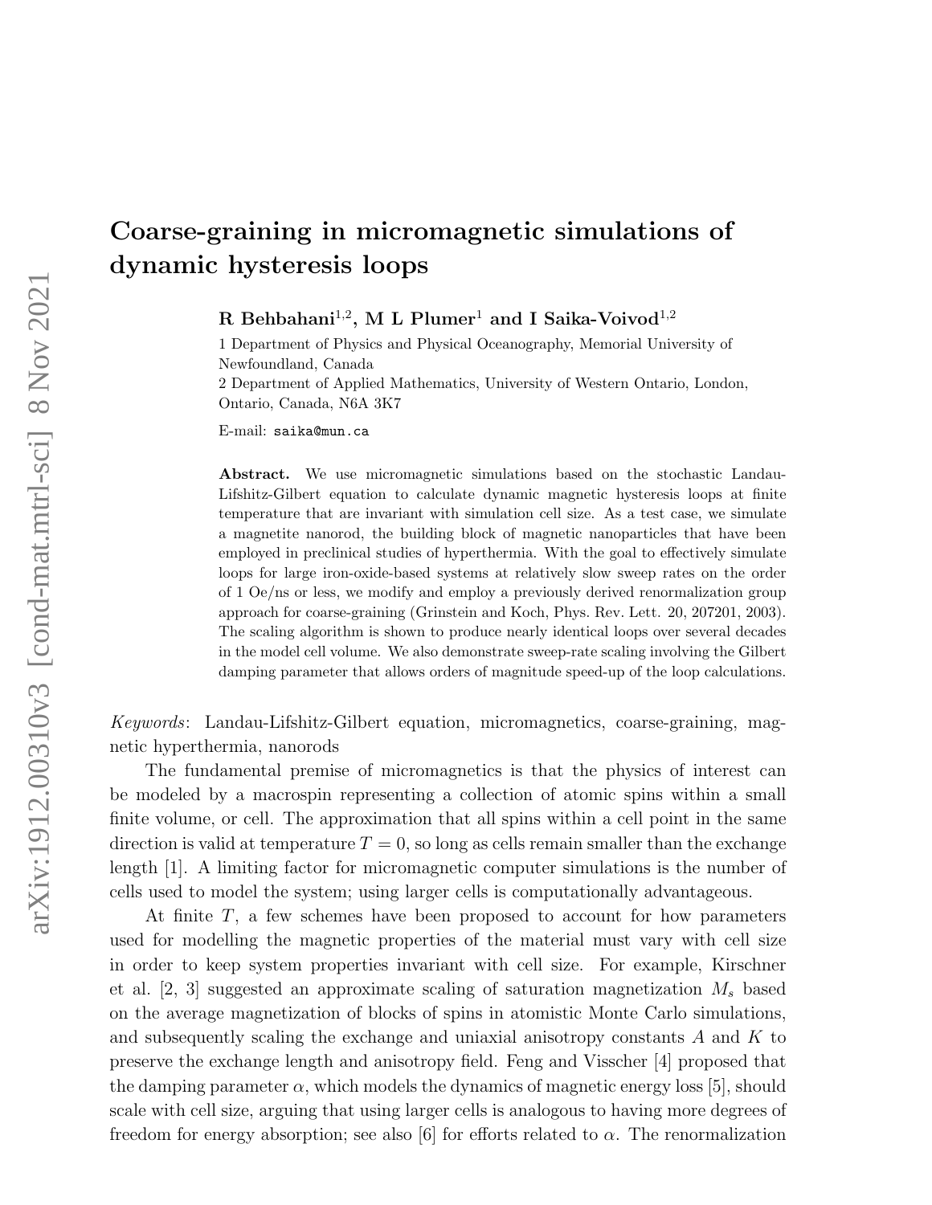# Coarse-graining in micromagnetic simulations of dynamic hysteresis loops

**R Behbahani**[1,2], **M L Plumer**[1] **and I Saika-Voivod**[1,2]

1 Department of Physics and Physical Oceanography, Memorial University of Newfoundland, Canada

2 Department of Applied Mathematics, University of Western Ontario, London, Ontario, Canada, N6A 3K7

E-mail: saika@mun.ca

**Abstract.** We use micromagnetic simulations based on the stochastic Landau-Lifshitz-Gilbert equation to calculate dynamic magnetic hysteresis loops at finite temperature that are invariant with simulation cell size. As a test case, we simulate a magnetite nanorod, the building block of magnetic nanoparticles that have been employed in preclinical studies of hyperthermia. With the goal to effectively simulate loops for large iron-oxide-based systems at relatively slow sweep rates on the order of 1 Oe/ns or less, we modify and employ a previously derived renormalization group approach for coarse-graining (Grinstein and Koch, Phys. Rev. Lett. 20, 207201, 2003). The scaling algorithm is shown to produce nearly identical loops over several decades in the model cell volume. We also demonstrate sweep-rate scaling involving the Gilbert damping parameter that allows orders of magnitude speed-up of the loop calculations.

*Keywords*: Landau-Lifshitz-Gilbert equation, micromagnetics, coarse-graining, magnetic hyperthermia, nanorods

The fundamental premise of micromagnetics is that the physics of interest can be modeled by a macrospin representing a collection of atomic spins within a small finite volume, or cell. The approximation that all spins within a cell point in the same direction is valid at temperature $T = 0$, so long as cells remain smaller than the exchange length [1]. A limiting factor for micromagnetic computer simulations is the number of cells used to model the system; using larger cells is computationally advantageous.

At finite $T$, a few schemes have been proposed to account for how parameters used for modelling the magnetic properties of the material must vary with cell size in order to keep system properties invariant with cell size. For example, Kirschner et al. [2, 3] suggested an approximate scaling of saturation magnetization $M_s$ based on the average magnetization of blocks of spins in atomistic Monte Carlo simulations, and subsequently scaling the exchange and uniaxial anisotropy constants $A$ and $K$ to preserve the exchange length and anisotropy field. Feng and Visscher [4] proposed that the damping parameter $\alpha$, which models the dynamics of magnetic energy loss [5], should scale with cell size, arguing that using larger cells is analogous to having more degrees of freedom for energy absorption; see also [6] for efforts related to $\alpha$. The renormalization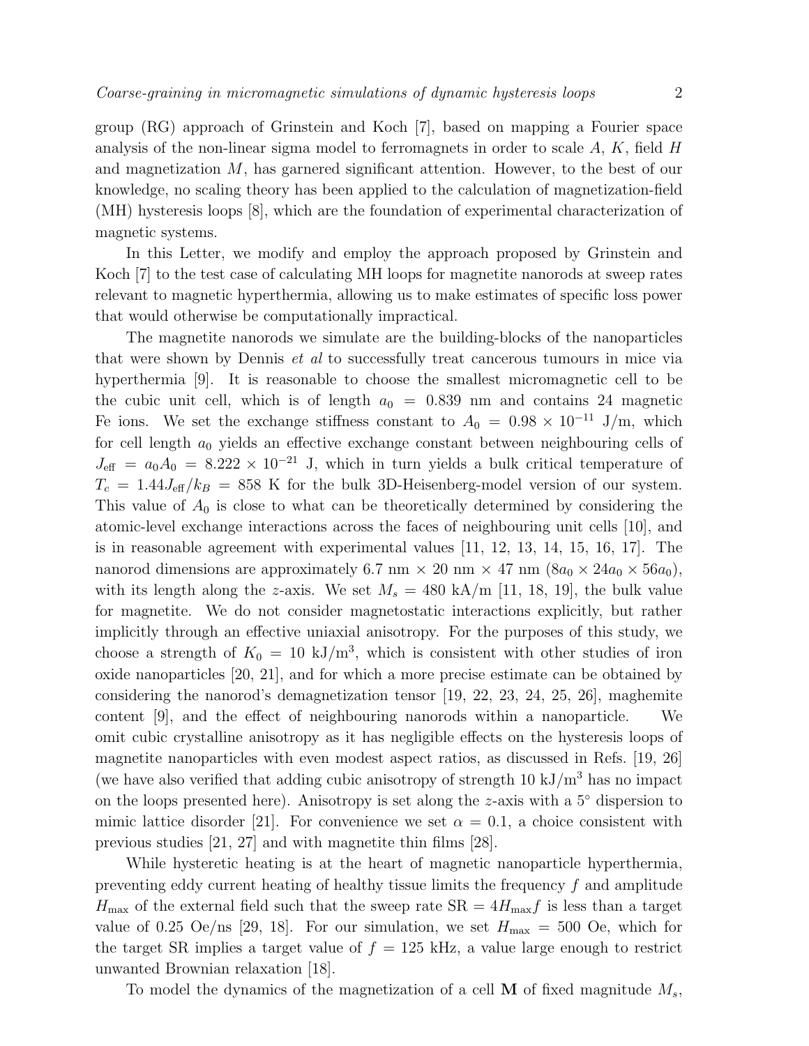group (RG) approach of Grinstein and Koch [7], based on mapping a Fourier space analysis of the non-linear sigma model to ferromagnets in order to scale $A$, $K$, field $H$ and magnetization $M$, has garnered significant attention. However, to the best of our knowledge, no scaling theory has been applied to the calculation of magnetization-field (MH) hysteresis loops [8], which are the foundation of experimental characterization of magnetic systems.

In this Letter, we modify and employ the approach proposed by Grinstein and Koch [7] to the test case of calculating MH loops for magnetite nanorods at sweep rates relevant to magnetic hyperthermia, allowing us to make estimates of specific loss power that would otherwise be computationally impractical.

The magnetite nanorods we simulate are the building-blocks of the nanoparticles that were shown by Dennis *et al* to successfully treat cancerous tumours in mice via hyperthermia [9]. It is reasonable to choose the smallest micromagnetic cell to be the cubic unit cell, which is of length $a_0 = 0.839$ nm and contains 24 magnetic Fe ions. We set the exchange stiffness constant to $A_0 = 0.98 \times 10^{-11}$ J/m, which for cell length $a_0$ yields an effective exchange constant between neighbouring cells of $J_{\text{eff}} = a_0 A_0 = 8.222 \times 10^{-21}$ J, which in turn yields a bulk critical temperature of $T_c = 1.44 J_{\text{eff}}/k_B = 858$ K for the bulk 3D-Heisenberg-model version of our system. This value of $A_0$ is close to what can be theoretically determined by considering the atomic-level exchange interactions across the faces of neighbouring unit cells [10], and is in reasonable agreement with experimental values [11, 12, 13, 14, 15, 16, 17]. The nanorod dimensions are approximately 6.7 nm $\times$ 20 nm $\times$ 47 nm ($8a_0 \times 24a_0 \times 56a_0$), with its length along the $z$-axis. We set $M_s = 480$ kA/m [11, 18, 19], the bulk value for magnetite. We do not consider magnetostatic interactions explicitly, but rather implicitly through an effective uniaxial anisotropy. For the purposes of this study, we choose a strength of $K_0 = 10$ kJ/m$^3$, which is consistent with other studies of iron oxide nanoparticles [20, 21], and for which a more precise estimate can be obtained by considering the nanorod's demagnetization tensor [19, 22, 23, 24, 25, 26], maghemite content [9], and the effect of neighbouring nanorods within a nanoparticle. We omit cubic crystalline anisotropy as it has negligible effects on the hysteresis loops of magnetite nanoparticles with even modest aspect ratios, as discussed in Refs. [19, 26] (we have also verified that adding cubic anisotropy of strength 10 kJ/m$^3$ has no impact on the loops presented here). Anisotropy is set along the $z$-axis with a 5° dispersion to mimic lattice disorder [21]. For convenience we set $\alpha = 0.1$, a choice consistent with previous studies [21, 27] and with magnetite thin films [28].

While hysteretic heating is at the heart of magnetic nanoparticle hyperthermia, preventing eddy current heating of healthy tissue limits the frequency $f$ and amplitude $H_{\text{max}}$ of the external field such that the sweep rate $\text{SR} = 4H_{\text{max}}f$ is less than a target value of 0.25 Oe/ns [29, 18]. For our simulation, we set $H_{\text{max}} = 500$ Oe, which for the target SR implies a target value of $f = 125$ kHz, a value large enough to restrict unwanted Brownian relaxation [18].

To model the dynamics of the magnetization of a cell $\mathbf{M}$ of fixed magnitude $M_s$,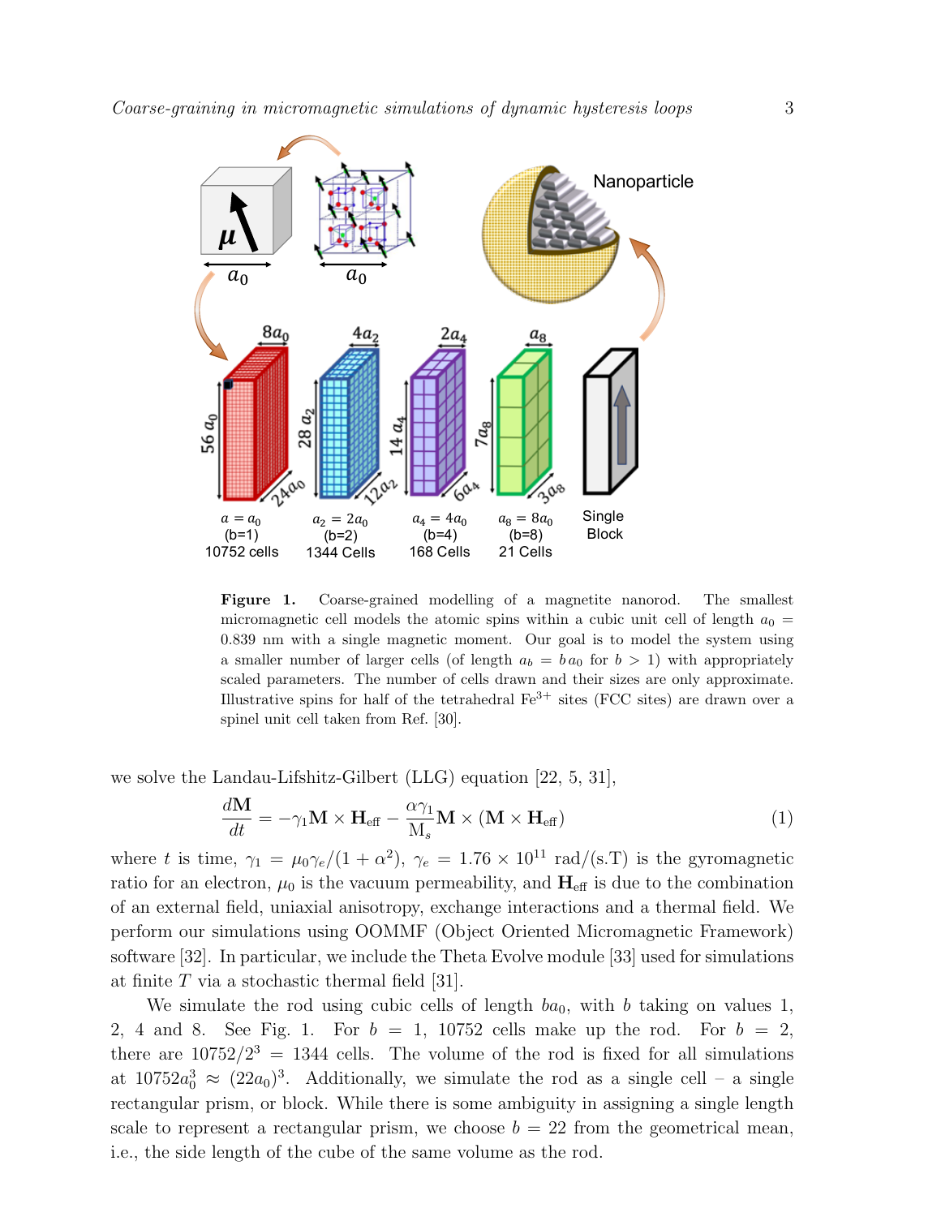**Figure 1.** Coarse-grained modelling of a magnetite nanorod. The smallest micromagnetic cell models the atomic spins within a cubic unit cell of length $a_0 = 0.839$ nm with a single magnetic moment. Our goal is to model the system using a smaller number of larger cells (of length $a_b = b\,a_0$ for $b > 1$) with appropriately scaled parameters. The number of cells drawn and their sizes are only approximate. Illustrative spins for half of the tetrahedral $Fe^{3+}$ sites (FCC sites) are drawn over a spinel unit cell taken from Ref. [30].

we solve the Landau-Lifshitz-Gilbert (LLG) equation [22, 5, 31],

$$\frac{d\mathbf{M}}{dt} = -\gamma_1 \mathbf{M} \times \mathbf{H}_{\mathrm{eff}} - \frac{\alpha\gamma_1}{\mathrm{M}_s}\mathbf{M} \times (\mathbf{M} \times \mathbf{H}_{\mathrm{eff}}) \tag{1}$$

where $t$ is time, $\gamma_1 = \mu_0\gamma_e/(1+\alpha^2)$, $\gamma_e = 1.76 \times 10^{11}$ rad/(s.T) is the gyromagnetic ratio for an electron, $\mu_0$ is the vacuum permeability, and $\mathbf{H}_{\mathrm{eff}}$ is due to the combination of an external field, uniaxial anisotropy, exchange interactions and a thermal field. We perform our simulations using OOMMF (Object Oriented Micromagnetic Framework) software [32]. In particular, we include the Theta Evolve module [33] used for simulations at finite $T$ via a stochastic thermal field [31].

We simulate the rod using cubic cells of length $ba_0$, with $b$ taking on values 1, 2, 4 and 8. See Fig. 1. For $b = 1$, 10752 cells make up the rod. For $b = 2$, there are $10752/2^3 = 1344$ cells. The volume of the rod is fixed for all simulations at $10752a_0^3 \approx (22a_0)^3$. Additionally, we simulate the rod as a single cell – a single rectangular prism, or block. While there is some ambiguity in assigning a single length scale to represent a rectangular prism, we choose $b = 22$ from the geometrical mean, i.e., the side length of the cube of the same volume as the rod.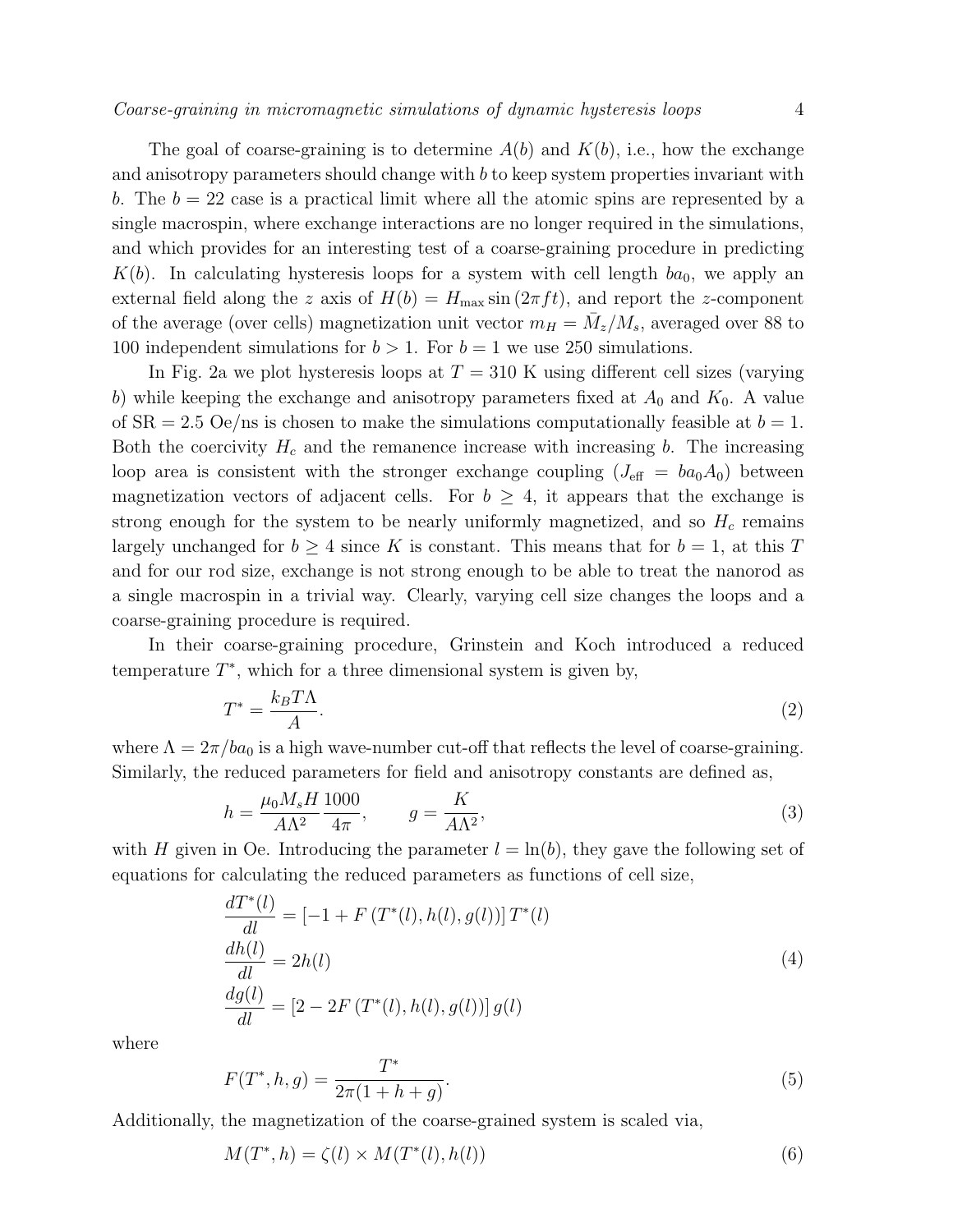The goal of coarse-graining is to determine $A(b)$ and $K(b)$, i.e., how the exchange and anisotropy parameters should change with $b$ to keep system properties invariant with $b$. The $b = 22$ case is a practical limit where all the atomic spins are represented by a single macrospin, where exchange interactions are no longer required in the simulations, and which provides for an interesting test of a coarse-graining procedure in predicting $K(b)$. In calculating hysteresis loops for a system with cell length $ba_0$, we apply an external field along the $z$ axis of $H(b) = H_{\max} \sin(2\pi f t)$, and report the $z$-component of the average (over cells) magnetization unit vector $m_H = \bar{M}_z/M_s$, averaged over 88 to 100 independent simulations for $b > 1$. For $b = 1$ we use 250 simulations.

In Fig. 2a we plot hysteresis loops at $T = 310$ K using different cell sizes (varying $b$) while keeping the exchange and anisotropy parameters fixed at $A_0$ and $K_0$. A value of SR = 2.5 Oe/ns is chosen to make the simulations computationally feasible at $b = 1$. Both the coercivity $H_c$ and the remanence increase with increasing $b$. The increasing loop area is consistent with the stronger exchange coupling ($J_{\text{eff}} = ba_0 A_0$) between magnetization vectors of adjacent cells. For $b \geq 4$, it appears that the exchange is strong enough for the system to be nearly uniformly magnetized, and so $H_c$ remains largely unchanged for $b \geq 4$ since $K$ is constant. This means that for $b = 1$, at this $T$ and for our rod size, exchange is not strong enough to be able to treat the nanorod as a single macrospin in a trivial way. Clearly, varying cell size changes the loops and a coarse-graining procedure is required.

In their coarse-graining procedure, Grinstein and Koch introduced a reduced temperature $T^*$, which for a three dimensional system is given by,

$$T^* = \frac{k_B T \Lambda}{A}. \tag{2}$$

where $\Lambda = 2\pi/ba_0$ is a high wave-number cut-off that reflects the level of coarse-graining. Similarly, the reduced parameters for field and anisotropy constants are defined as,

$$h = \frac{\mu_0 M_s H}{A\Lambda^2}\frac{1000}{4\pi}, \qquad g = \frac{K}{A\Lambda^2}, \tag{3}$$

with $H$ given in Oe. Introducing the parameter $l = \ln(b)$, they gave the following set of equations for calculating the reduced parameters as functions of cell size,

$$\begin{aligned}
\frac{dT^*(l)}{dl} &= \left[-1 + F\left(T^*(l), h(l), g(l)\right)\right] T^*(l) \\
\frac{dh(l)}{dl} &= 2h(l) \\
\frac{dg(l)}{dl} &= \left[2 - 2F\left(T^*(l), h(l), g(l)\right)\right] g(l)
\end{aligned} \tag{4}$$

where

$$F(T^*, h, g) = \frac{T^*}{2\pi(1 + h + g)}. \tag{5}$$

Additionally, the magnetization of the coarse-grained system is scaled via,

$$M(T^*, h) = \zeta(l) \times M(T^*(l), h(l)) \tag{6}$$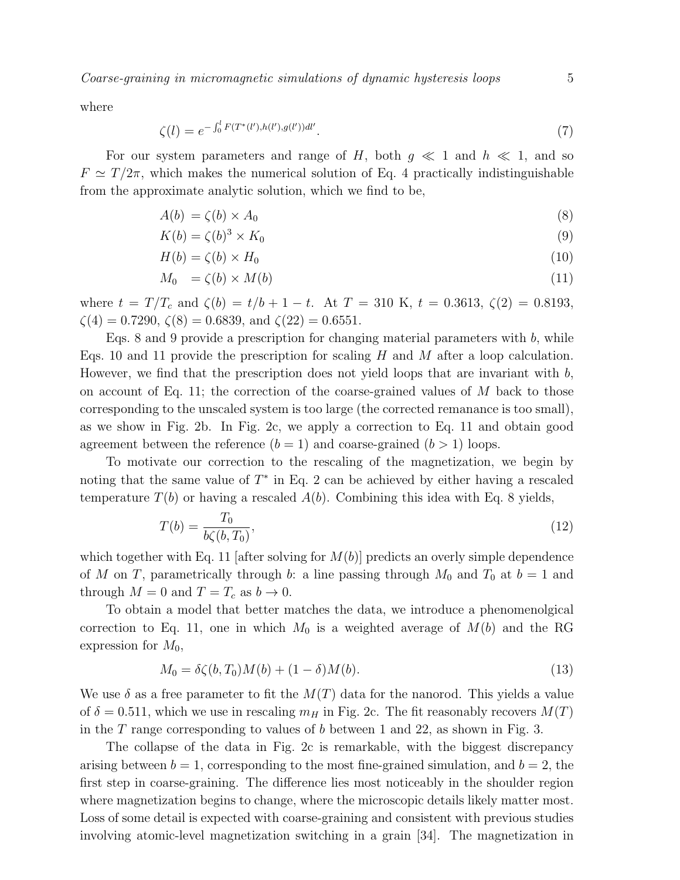where

$$\zeta(l) = e^{-\int_0^l F(T^*(l'),h(l'),g(l'))dl'}. \tag{7}$$

For our system parameters and range of $H$, both $g \ll 1$ and $h \ll 1$, and so $F \simeq T/2\pi$, which makes the numerical solution of Eq. 4 practically indistinguishable from the approximate analytic solution, which we find to be,

$$A(b) = \zeta(b) \times A_0 \tag{8}$$

$$K(b) = \zeta(b)^3 \times K_0 \tag{9}$$

$$H(b) = \zeta(b) \times H_0 \tag{10}$$

$$M_0 = \zeta(b) \times M(b) \tag{11}$$

where $t = T/T_c$ and $\zeta(b) = t/b + 1 - t$. At $T = 310$ K, $t = 0.3613$, $\zeta(2) = 0.8193$, $\zeta(4) = 0.7290$, $\zeta(8) = 0.6839$, and $\zeta(22) = 0.6551$.

Eqs. 8 and 9 provide a prescription for changing material parameters with $b$, while Eqs. 10 and 11 provide the prescription for scaling $H$ and $M$ after a loop calculation. However, we find that the prescription does not yield loops that are invariant with $b$, on account of Eq. 11; the correction of the coarse-grained values of $M$ back to those corresponding to the unscaled system is too large (the corrected remanance is too small), as we show in Fig. 2b. In Fig. 2c, we apply a correction to Eq. 11 and obtain good agreement between the reference ($b = 1$) and coarse-grained ($b > 1$) loops.

To motivate our correction to the rescaling of the magnetization, we begin by noting that the same value of $T^*$ in Eq. 2 can be achieved by either having a rescaled temperature $T(b)$ or having a rescaled $A(b)$. Combining this idea with Eq. 8 yields,

$$T(b) = \frac{T_0}{b\zeta(b, T_0)}, \tag{12}$$

which together with Eq. 11 [after solving for $M(b)$] predicts an overly simple dependence of $M$ on $T$, parametrically through $b$: a line passing through $M_0$ and $T_0$ at $b = 1$ and through $M = 0$ and $T = T_c$ as $b \to 0$.

To obtain a model that better matches the data, we introduce a phenomenolgical correction to Eq. 11, one in which $M_0$ is a weighted average of $M(b)$ and the RG expression for $M_0$,

$$M_0 = \delta\zeta(b, T_0)M(b) + (1 - \delta)M(b). \tag{13}$$

We use $\delta$ as a free parameter to fit the $M(T)$ data for the nanorod. This yields a value of $\delta = 0.511$, which we use in rescaling $m_H$ in Fig. 2c. The fit reasonably recovers $M(T)$ in the $T$ range corresponding to values of $b$ between 1 and 22, as shown in Fig. 3.

The collapse of the data in Fig. 2c is remarkable, with the biggest discrepancy arising between $b = 1$, corresponding to the most fine-grained simulation, and $b = 2$, the first step in coarse-graining. The difference lies most noticeably in the shoulder region where magnetization begins to change, where the microscopic details likely matter most. Loss of some detail is expected with coarse-graining and consistent with previous studies involving atomic-level magnetization switching in a grain [34]. The magnetization in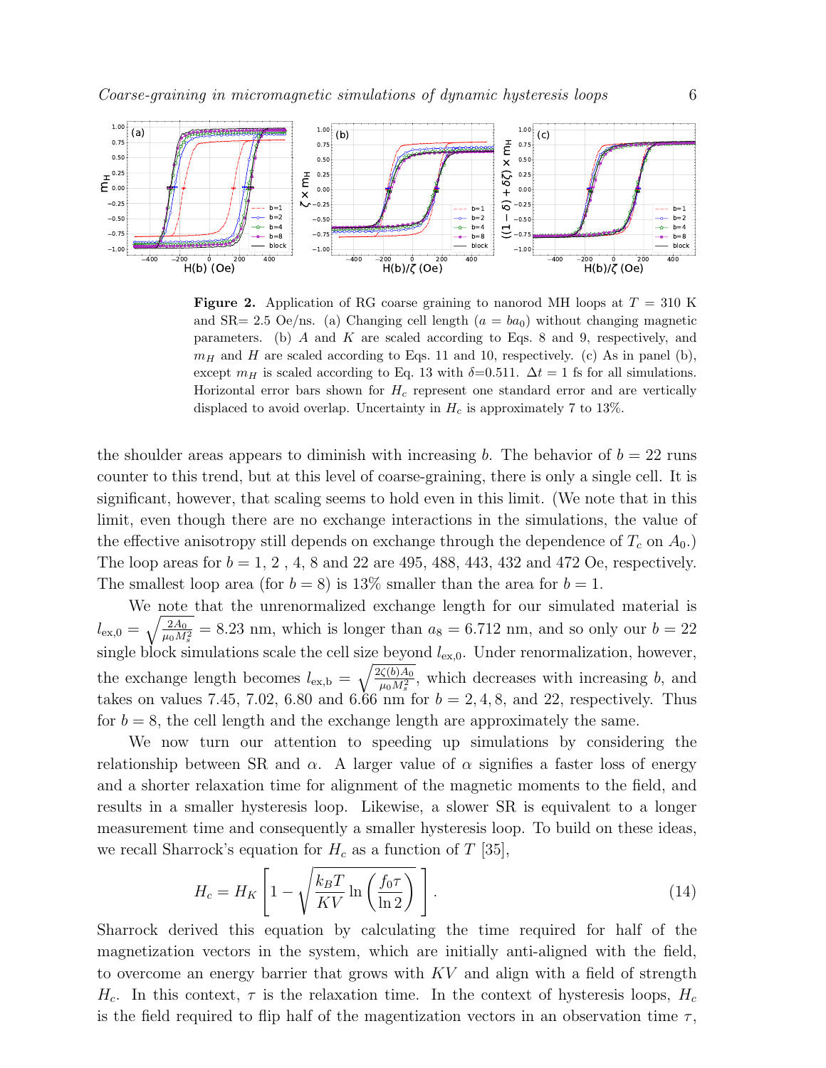**Figure 2.** Application of RG coarse graining to nanorod MH loops at $T$ = 310 K and SR= 2.5 Oe/ns. (a) Changing cell length ($a = ba_0$) without changing magnetic parameters. (b) $A$ and $K$ are scaled according to Eqs. 8 and 9, respectively, and $m_H$ and $H$ are scaled according to Eqs. 11 and 10, respectively. (c) As in panel (b), except $m_H$ is scaled according to Eq. 13 with $\delta$=0.511. $\Delta t$ = 1 fs for all simulations. Horizontal error bars shown for $H_c$ represent one standard error and are vertically displaced to avoid overlap. Uncertainty in $H_c$ is approximately 7 to 13%.

the shoulder areas appears to diminish with increasing $b$. The behavior of $b = 22$ runs counter to this trend, but at this level of coarse-graining, there is only a single cell. It is significant, however, that scaling seems to hold even in this limit. (We note that in this limit, even though there are no exchange interactions in the simulations, the value of the effective anisotropy still depends on exchange through the dependence of $T_c$ on $A_0$.) The loop areas for $b = 1$, 2 , 4, 8 and 22 are 495, 488, 443, 432 and 472 Oe, respectively. The smallest loop area (for $b = 8$) is 13% smaller than the area for $b = 1$.

We note that the unrenormalized exchange length for our simulated material is $l_{\mathrm{ex},0} = \sqrt{\frac{2A_0}{\mu_0 M_s^2}} = 8.23$ nm, which is longer than $a_8 = 6.712$ nm, and so only our $b = 22$ single block simulations scale the cell size beyond $l_{\mathrm{ex},0}$. Under renormalization, however, the exchange length becomes $l_{\mathrm{ex,b}} = \sqrt{\frac{2\zeta(b)A_0}{\mu_0 M_s^2}}$, which decreases with increasing $b$, and takes on values 7.45, 7.02, 6.80 and 6.66 nm for $b = 2, 4, 8$, and 22, respectively. Thus for $b = 8$, the cell length and the exchange length are approximately the same.

We now turn our attention to speeding up simulations by considering the relationship between SR and $\alpha$. A larger value of $\alpha$ signifies a faster loss of energy and a shorter relaxation time for alignment of the magnetic moments to the field, and results in a smaller hysteresis loop. Likewise, a slower SR is equivalent to a longer measurement time and consequently a smaller hysteresis loop. To build on these ideas, we recall Sharrock's equation for $H_c$ as a function of $T$ [35],

$$H_c = H_K \left[ 1 - \sqrt{\frac{k_B T}{KV} \ln\left(\frac{f_0 \tau}{\ln 2}\right)} \right]. \tag{14}$$

Sharrock derived this equation by calculating the time required for half of the magnetization vectors in the system, which are initially anti-aligned with the field, to overcome an energy barrier that grows with $KV$ and align with a field of strength $H_c$. In this context, $\tau$ is the relaxation time. In the context of hysteresis loops, $H_c$ is the field required to flip half of the magentization vectors in an observation time $\tau$,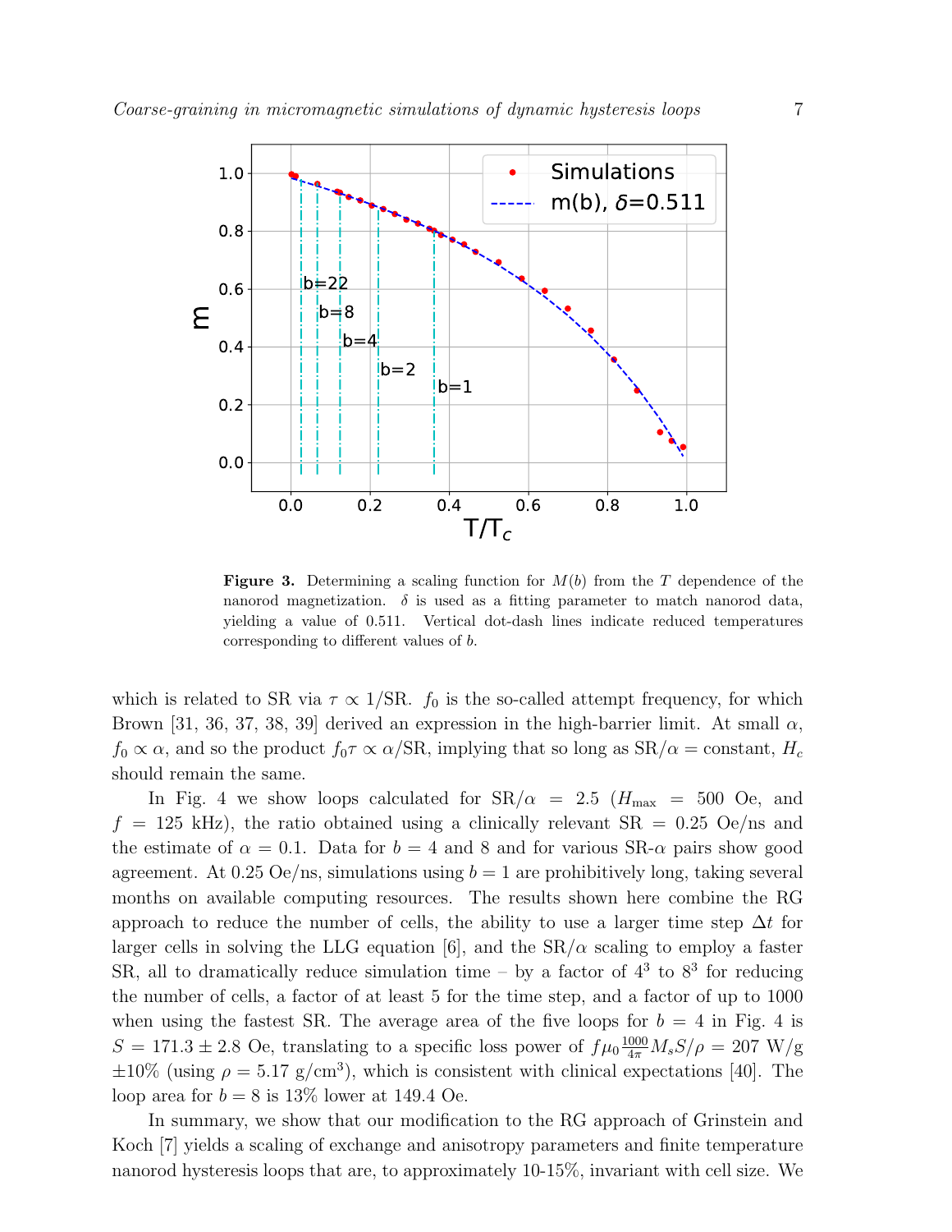**Figure 3.** Determining a scaling function for $M(b)$ from the $T$ dependence of the nanorod magnetization. $\delta$ is used as a fitting parameter to match nanorod data, yielding a value of 0.511. Vertical dot-dash lines indicate reduced temperatures corresponding to different values of $b$.

which is related to SR via $\tau \propto 1/\text{SR}$. $f_0$ is the so-called attempt frequency, for which Brown [31, 36, 37, 38, 39] derived an expression in the high-barrier limit. At small $\alpha$, $f_0 \propto \alpha$, and so the product $f_0\tau \propto \alpha/\text{SR}$, implying that so long as $\text{SR}/\alpha = \text{constant}$, $H_c$ should remain the same.

In Fig. 4 we show loops calculated for $\text{SR}/\alpha = 2.5$ ($H_{\text{max}} = 500$ Oe, and $f = 125$ kHz), the ratio obtained using a clinically relevant SR = 0.25 Oe/ns and the estimate of $\alpha = 0.1$. Data for $b = 4$ and 8 and for various SR-$\alpha$ pairs show good agreement. At 0.25 Oe/ns, simulations using $b = 1$ are prohibitively long, taking several months on available computing resources. The results shown here combine the RG approach to reduce the number of cells, the ability to use a larger time step $\Delta t$ for larger cells in solving the LLG equation [6], and the SR/$\alpha$ scaling to employ a faster SR, all to dramatically reduce simulation time – by a factor of $4^3$ to $8^3$ for reducing the number of cells, a factor of at least 5 for the time step, and a factor of up to 1000 when using the fastest SR. The average area of the five loops for $b = 4$ in Fig. 4 is $S = 171.3 \pm 2.8$ Oe, translating to a specific loss power of $f\mu_0 \frac{1000}{4\pi} M_s S/\rho = 207$ W/g $\pm 10\%$ (using $\rho = 5.17$ g/cm$^3$), which is consistent with clinical expectations [40]. The loop area for $b = 8$ is 13% lower at 149.4 Oe.

In summary, we show that our modification to the RG approach of Grinstein and Koch [7] yields a scaling of exchange and anisotropy parameters and finite temperature nanorod hysteresis loops that are, to approximately 10-15%, invariant with cell size. We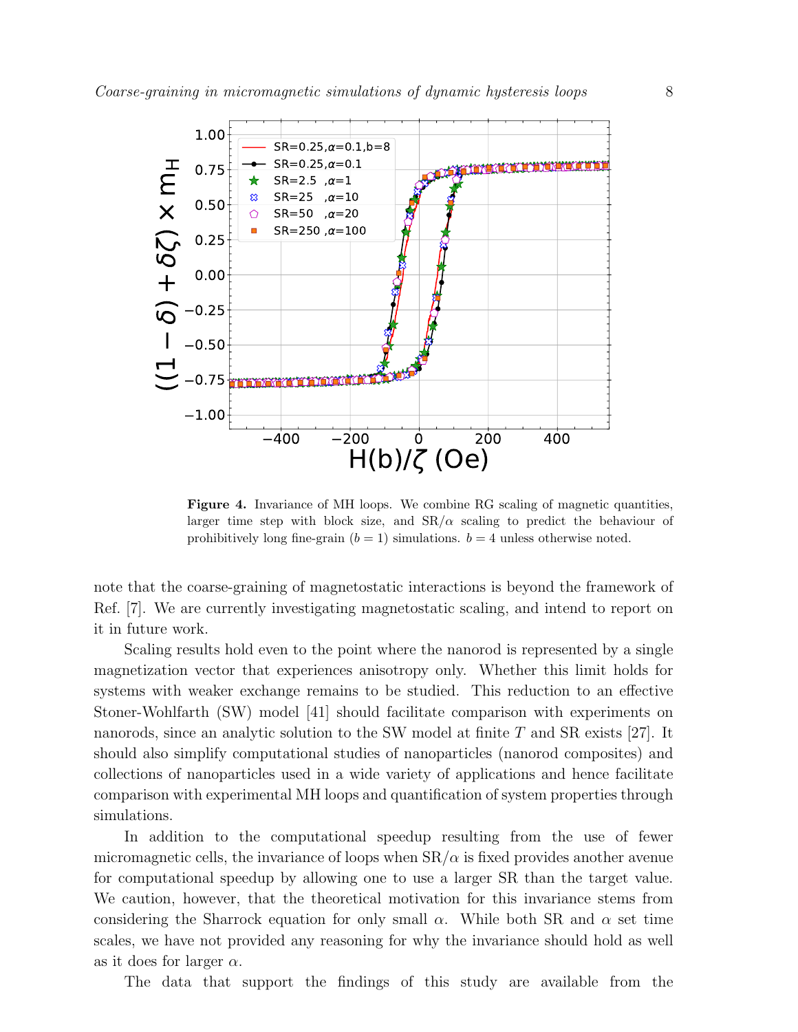**Figure 4.** Invariance of MH loops. We combine RG scaling of magnetic quantities, larger time step with block size, and SR/$\alpha$ scaling to predict the behaviour of prohibitively long fine-grain ($b = 1$) simulations. $b = 4$ unless otherwise noted.

note that the coarse-graining of magnetostatic interactions is beyond the framework of Ref. [7]. We are currently investigating magnetostatic scaling, and intend to report on it in future work.

Scaling results hold even to the point where the nanorod is represented by a single magnetization vector that experiences anisotropy only. Whether this limit holds for systems with weaker exchange remains to be studied. This reduction to an effective Stoner-Wohlfarth (SW) model [41] should facilitate comparison with experiments on nanorods, since an analytic solution to the SW model at finite $T$ and SR exists [27]. It should also simplify computational studies of nanoparticles (nanorod composites) and collections of nanoparticles used in a wide variety of applications and hence facilitate comparison with experimental MH loops and quantification of system properties through simulations.

In addition to the computational speedup resulting from the use of fewer micromagnetic cells, the invariance of loops when SR/$\alpha$ is fixed provides another avenue for computational speedup by allowing one to use a larger SR than the target value. We caution, however, that the theoretical motivation for this invariance stems from considering the Sharrock equation for only small $\alpha$. While both SR and $\alpha$ set time scales, we have not provided any reasoning for why the invariance should hold as well as it does for larger $\alpha$.

The data that support the findings of this study are available from the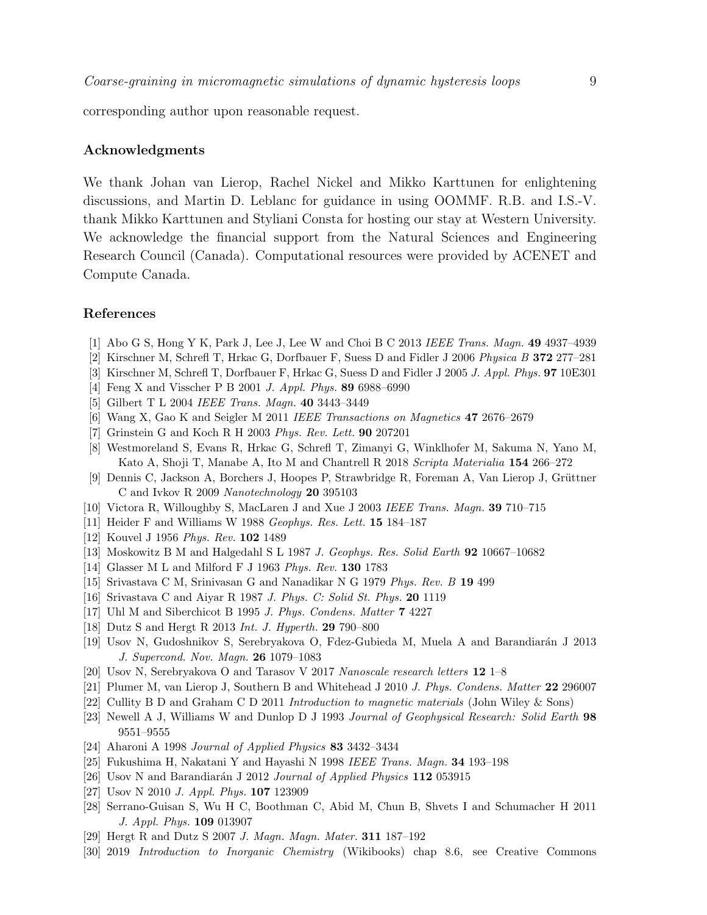corresponding author upon reasonable request.

## Acknowledgments

We thank Johan van Lierop, Rachel Nickel and Mikko Karttunen for enlightening discussions, and Martin D. Leblanc for guidance in using OOMMF. R.B. and I.S.-V. thank Mikko Karttunen and Styliani Consta for hosting our stay at Western University. We acknowledge the financial support from the Natural Sciences and Engineering Research Council (Canada). Computational resources were provided by ACENET and Compute Canada.

## References

[1] Abo G S, Hong Y K, Park J, Lee J, Lee W and Choi B C 2013 *IEEE Trans. Magn.* **49** 4937–4939

[2] Kirschner M, Schrefl T, Hrkac G, Dorfbauer F, Suess D and Fidler J 2006 *Physica B* **372** 277–281

[3] Kirschner M, Schrefl T, Dorfbauer F, Hrkac G, Suess D and Fidler J 2005 *J. Appl. Phys.* **97** 10E301

[4] Feng X and Visscher P B 2001 *J. Appl. Phys.* **89** 6988–6990

[5] Gilbert T L 2004 *IEEE Trans. Magn.* **40** 3443–3449

[6] Wang X, Gao K and Seigler M 2011 *IEEE Transactions on Magnetics* **47** 2676–2679

[7] Grinstein G and Koch R H 2003 *Phys. Rev. Lett.* **90** 207201

[8] Westmoreland S, Evans R, Hrkac G, Schrefl T, Zimanyi G, Winklhofer M, Sakuma N, Yano M, Kato A, Shoji T, Manabe A, Ito M and Chantrell R 2018 *Scripta Materialia* **154** 266–272

[9] Dennis C, Jackson A, Borchers J, Hoopes P, Strawbridge R, Foreman A, Van Lierop J, Grüttner C and Ivkov R 2009 *Nanotechnology* **20** 395103

[10] Victora R, Willoughby S, MacLaren J and Xue J 2003 *IEEE Trans. Magn.* **39** 710–715

[11] Heider F and Williams W 1988 *Geophys. Res. Lett.* **15** 184–187

[12] Kouvel J 1956 *Phys. Rev.* **102** 1489

[13] Moskowitz B M and Halgedahl S L 1987 *J. Geophys. Res. Solid Earth* **92** 10667–10682

[14] Glasser M L and Milford F J 1963 *Phys. Rev.* **130** 1783

[15] Srivastava C M, Srinivasan G and Nanadikar N G 1979 *Phys. Rev. B* **19** 499

[16] Srivastava C and Aiyar R 1987 *J. Phys. C: Solid St. Phys.* **20** 1119

[17] Uhl M and Siberchicot B 1995 *J. Phys. Condens. Matter* **7** 4227

[18] Dutz S and Hergt R 2013 *Int. J. Hyperth.* **29** 790–800

[19] Usov N, Gudoshnikov S, Serebryakova O, Fdez-Gubieda M, Muela A and Barandiarán J 2013 *J. Supercond. Nov. Magn.* **26** 1079–1083

[20] Usov N, Serebryakova O and Tarasov V 2017 *Nanoscale research letters* **12** 1–8

[21] Plumer M, van Lierop J, Southern B and Whitehead J 2010 *J. Phys. Condens. Matter* **22** 296007

[22] Cullity B D and Graham C D 2011 *Introduction to magnetic materials* (John Wiley & Sons)

[23] Newell A J, Williams W and Dunlop D J 1993 *Journal of Geophysical Research: Solid Earth* **98** 9551–9555

[24] Aharoni A 1998 *Journal of Applied Physics* **83** 3432–3434

[25] Fukushima H, Nakatani Y and Hayashi N 1998 *IEEE Trans. Magn.* **34** 193–198

[26] Usov N and Barandiarán J 2012 *Journal of Applied Physics* **112** 053915

[27] Usov N 2010 *J. Appl. Phys.* **107** 123909

[28] Serrano-Guisan S, Wu H C, Boothman C, Abid M, Chun B, Shvets I and Schumacher H 2011 *J. Appl. Phys.* **109** 013907

[29] Hergt R and Dutz S 2007 *J. Magn. Magn. Mater.* **311** 187–192

[30] 2019 *Introduction to Inorganic Chemistry* (Wikibooks) chap 8.6, see Creative Commons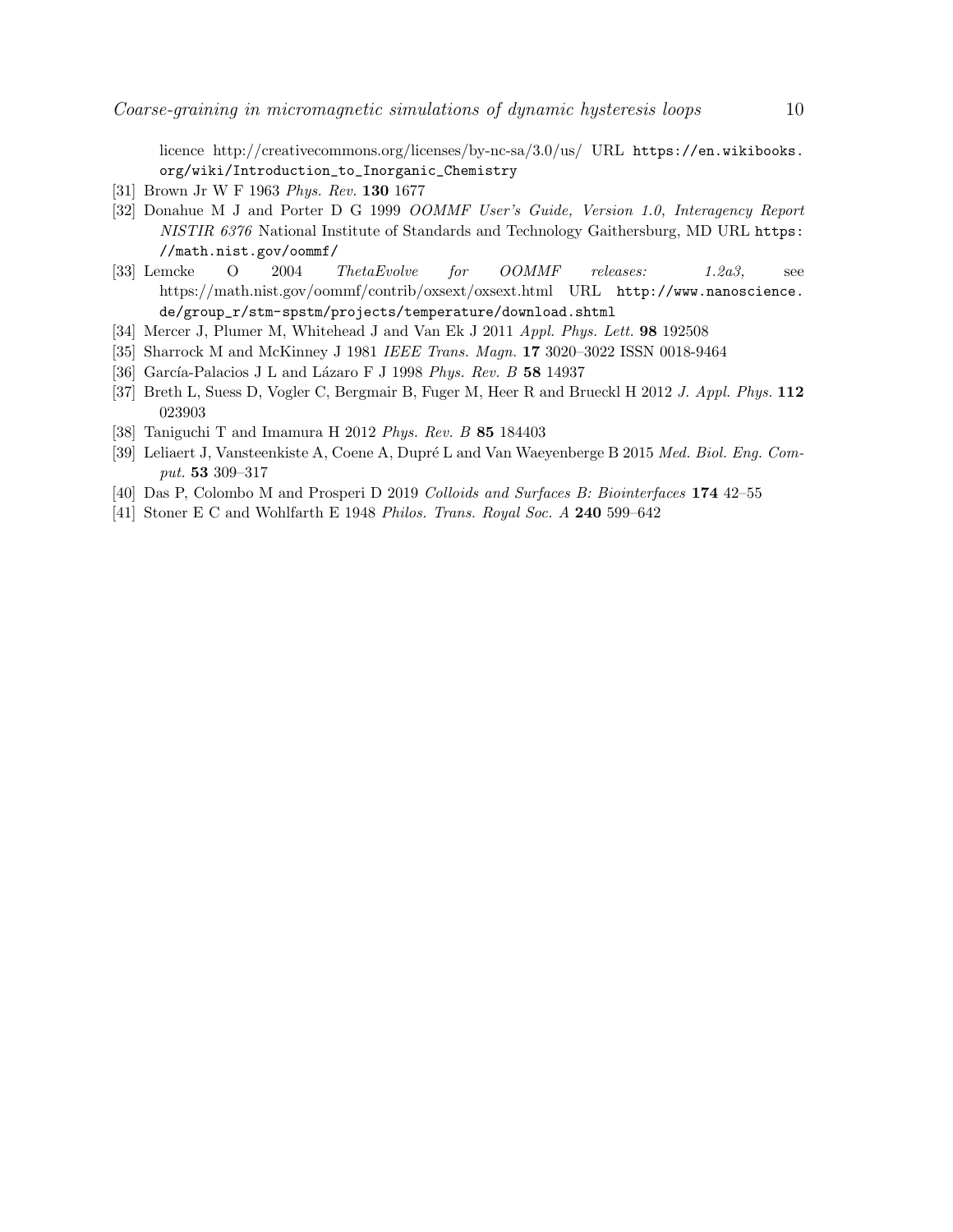licence http://creativecommons.org/licenses/by-nc-sa/3.0/us/ URL https://en.wikibooks.org/wiki/Introduction_to_Inorganic_Chemistry

[31] Brown Jr W F 1963 *Phys. Rev.* **130** 1677

[32] Donahue M J and Porter D G 1999 *OOMMF User's Guide, Version 1.0, Interagency Report NISTIR 6376* National Institute of Standards and Technology Gaithersburg, MD URL https://math.nist.gov/oommf/

[33] Lemcke O 2004 *ThetaEvolve for OOMMF releases: 1.2a3,* see https://math.nist.gov/oommf/contrib/oxsext/oxsext.html URL http://www.nanoscience.de/group_r/stm-spstm/projects/temperature/download.shtml

[34] Mercer J, Plumer M, Whitehead J and Van Ek J 2011 *Appl. Phys. Lett.* **98** 192508

[35] Sharrock M and McKinney J 1981 *IEEE Trans. Magn.* **17** 3020–3022 ISSN 0018-9464

[36] García-Palacios J L and Lázaro F J 1998 *Phys. Rev. B* **58** 14937

[37] Breth L, Suess D, Vogler C, Bergmair B, Fuger M, Heer R and Brueckl H 2012 *J. Appl. Phys.* **112** 023903

[38] Taniguchi T and Imamura H 2012 *Phys. Rev. B* **85** 184403

[39] Leliaert J, Vansteenkiste A, Coene A, Dupré L and Van Waeyenberge B 2015 *Med. Biol. Eng. Comput.* **53** 309–317

[40] Das P, Colombo M and Prosperi D 2019 *Colloids and Surfaces B: Biointerfaces* **174** 42–55

[41] Stoner E C and Wohlfarth E 1948 *Philos. Trans. Royal Soc. A* **240** 599–642